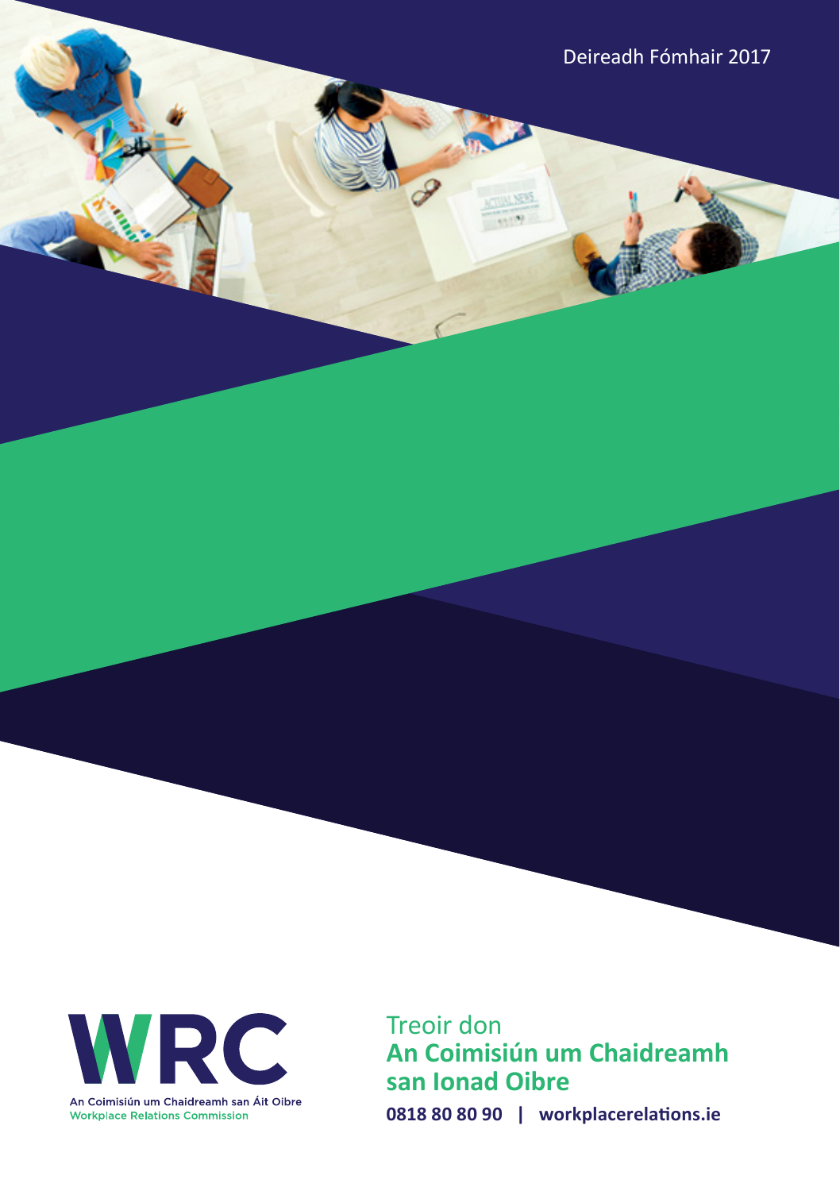Deireadh Fómhair 2017

WRC

An Coimisiún um Chaidreamh san Áit Oibre
Workplace Relations Commission

# Treoir don **An Coimisiún um Chaidreamh san Ionad Oibre**

**0818 80 80 90 | workplacerelations.ie**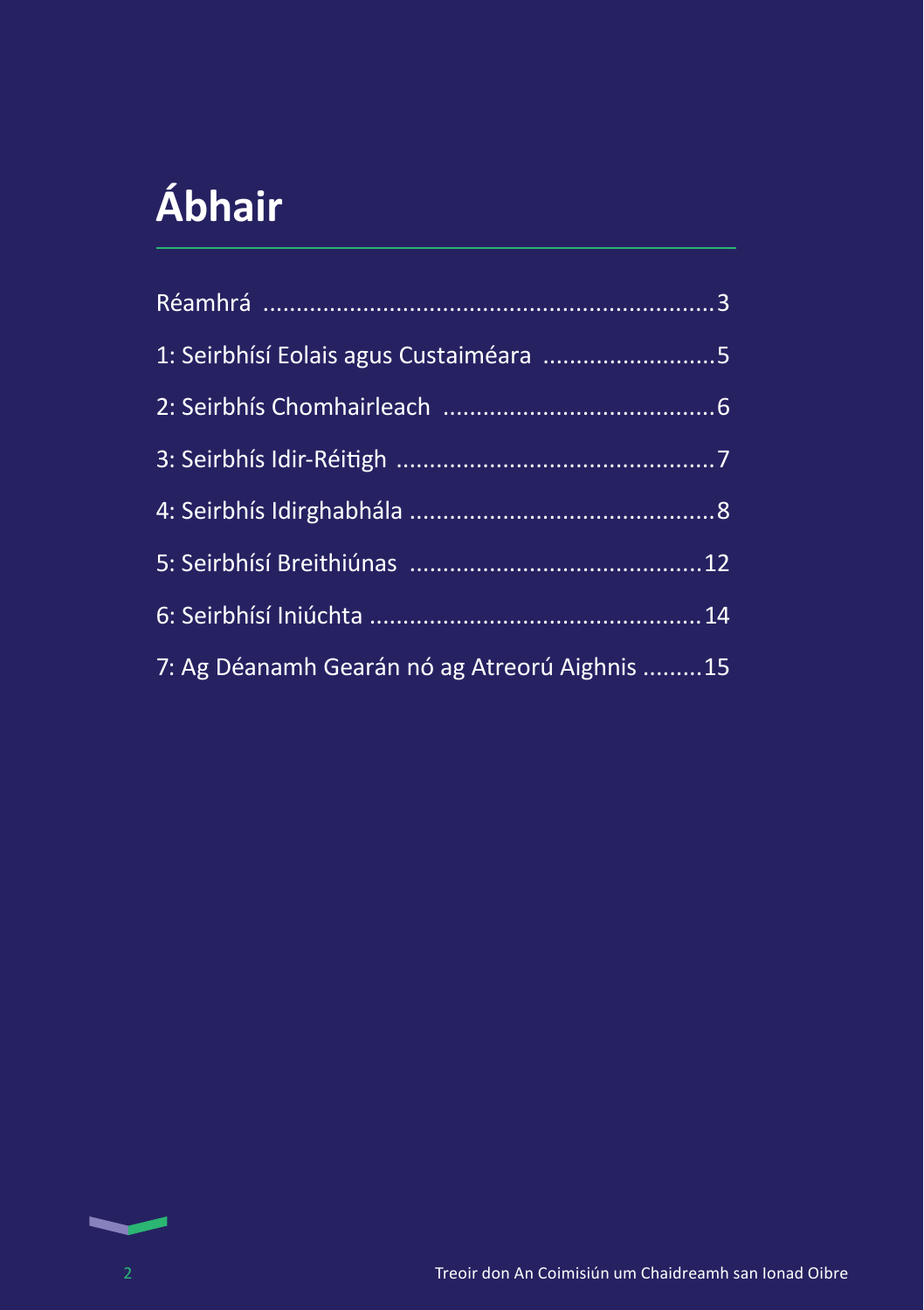# Ábhair

Réamhrá .................................................................3

1: Seirbhísí Eolais agus Custaiméara .........................5

2: Seirbhís Chomhairleach ......................................6

3: Seirbhís Idir-Réitigh ...............................................7

4: Seirbhís Idirghabhála .............................................8

5: Seirbhísí Breithiúnas ...........................................12

6: Seirbhísí Iniúchta ................................................14

7: Ag Déanamh Gearán nó ag Atreorú Aighnis .........15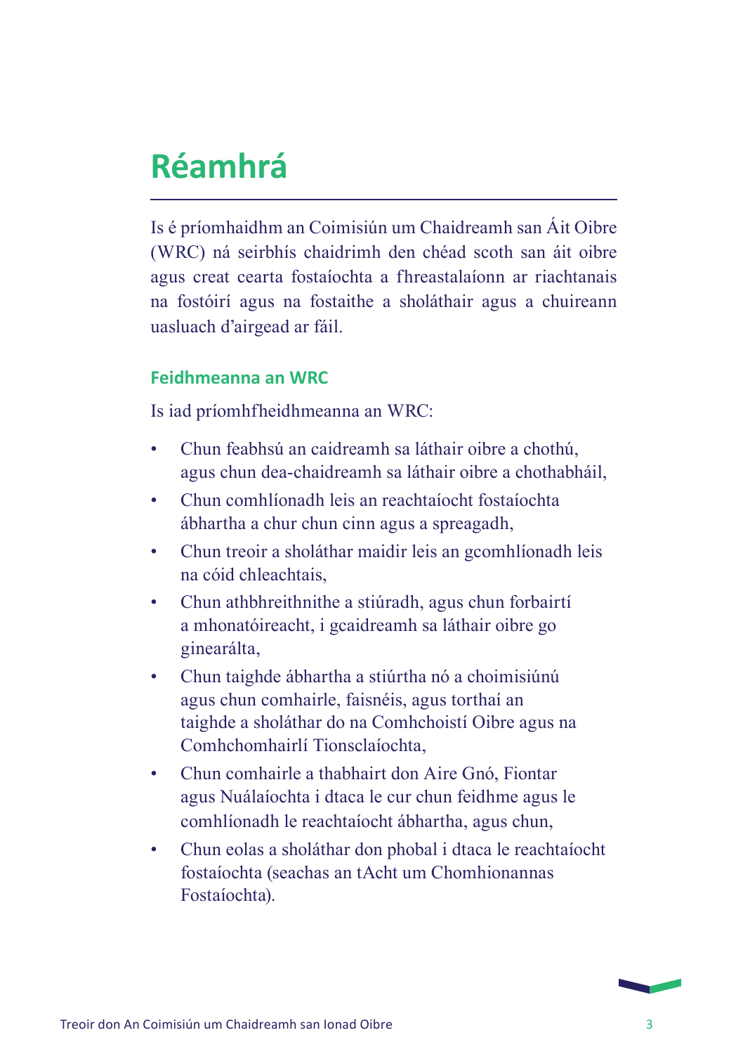# Réamhrá

Is é príomhaidhm an Coimisiún um Chaidreamh san Áit Oibre (WRC) ná seirbhís chaidrimh den chéad scoth san áit oibre agus creat cearta fostaíochta a fhreastalaíonn ar riachtanais na fostóirí agus na fostaithe a sholáthair agus a chuireann uasluach d'airgead ar fáil.

## Feidhmeanna an WRC

Is iad príomhfheidhmeanna an WRC:

- Chun feabhsú an caidreamh sa láthair oibre a chothú, agus chun dea-chaidreamh sa láthair oibre a chothabháil,
- Chun comhlíonadh leis an reachtaíocht fostaíochta ábhartha a chur chun cinn agus a spreagadh,
- Chun treoir a sholáthar maidir leis an gcomhlíonadh leis na cóid chleachtais,
- Chun athbhreithnithe a stiúradh, agus chun forbairtí a mhonatóireacht, i gcaidreamh sa láthair oibre go ginearálta,
- Chun taighde ábhartha a stiúrtha nó a choimisiúnú agus chun comhairle, faisnéis, agus torthaí an taighde a sholáthar do na Comhchoistí Oibre agus na Comhchomhairlí Tionsclaíochta,
- Chun comhairle a thabhairt don Aire Gnó, Fiontar agus Nuálaíochta i dtaca le cur chun feidhme agus le comhlíonadh le reachtaíocht ábhartha, agus chun,
- Chun eolas a sholáthar don phobal i dtaca le reachtaíocht fostaíochta (seachas an tAcht um Chomhionannas Fostaíochta).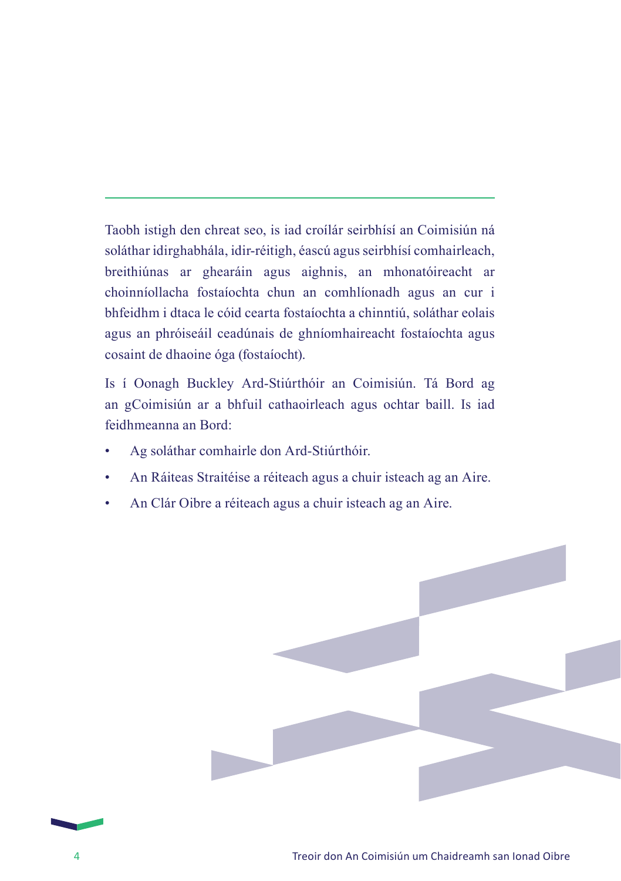Taobh istigh den chreat seo, is iad croílár seirbhísí an Coimisiún ná soláthar idirghabhála, idir-réitigh, éascú agus seirbhísí comhairleach, breithiúnas ar ghearáin agus aighnis, an mhonatóireacht ar choinníollacha fostaíochta chun an comhlíonadh agus an cur i bhfeidhm i dtaca le cóid cearta fostaíochta a chinntiú, soláthar eolais agus an phróiseáil ceadúnais de ghníomhaireacht fostaíochta agus cosaint de dhaoine óga (fostaíocht).

Is í Oonagh Buckley Ard-Stiúrthóir an Coimisiún. Tá Bord ag an gCoimisiún ar a bhfuil cathaoirleach agus ochtar baill. Is iad feidhmeanna an Bord:

- Ag soláthar comhairle don Ard-Stiúrthóir.
- An Ráiteas Straitéise a réiteach agus a chuir isteach ag an Aire.
- An Clár Oibre a réiteach agus a chuir isteach ag an Aire.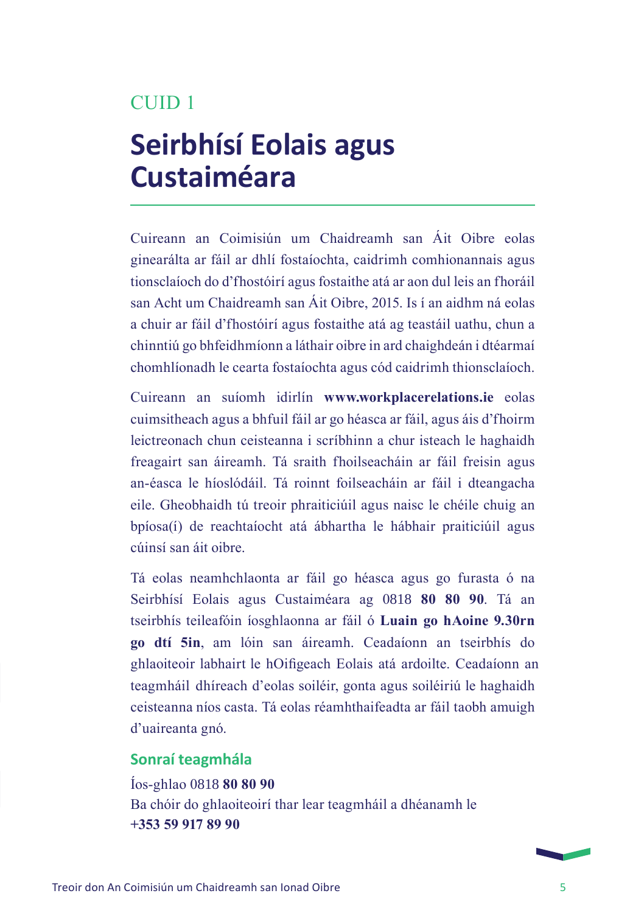CUID 1

# Seirbhísí Eolais agus Custaiméara

Cuireann an Coimisiún um Chaidreamh san Áit Oibre eolas ginearálta ar fáil ar dhlí fostaíochta, caidrimh comhionannais agus tionsclaíoch do d'fhostóirí agus fostaithe atá ar aon dul leis an fhoráil san Acht um Chaidreamh san Áit Oibre, 2015. Is í an aidhm ná eolas a chuir ar fáil d'fhostóirí agus fostaithe atá ag teastáil uathu, chun a chinntiú go bhfeidhmíonn a láthair oibre in ard chaighdeán i dtéarmaí chomhlíonadh le cearta fostaíochta agus cód caidrimh thionsclaíoch.

Cuireann an suíomh idirlín **www.workplacerelations.ie** eolas cuimsitheach agus a bhfuil fáil ar go héasca ar fáil, agus áis d'fhoirm leictreonach chun ceisteanna i scríbhinn a chur isteach le haghaidh freagairt san áireamh. Tá sraith fhoilseacháin ar fáil freisin agus an-éasca le híoslódáil. Tá roinnt foilseacháin ar fáil i dteangacha eile. Gheobhaidh tú treoir phraiticiúil agus naisc le chéile chuig an bpíosa(í) de reachtaíocht atá ábhartha le hábhair praiticiúil agus cúinsí san áit oibre.

Tá eolas neamhchlaonta ar fáil go héasca agus go furasta ó na Seirbhísí Eolais agus Custaiméara ag 0818 **80 80 90**. Tá an tseirbhís teileafóin íosghlaonna ar fáil ó **Luain go hAoine 9.30rn go dtí 5in**, am lóin san áireamh. Ceadaíonn an tseirbhís do ghlaoiteoir labhairt le hOifigeach Eolais atá ardoilte. Ceadaíonn an teagmháil dhíreach d'eolas soiléir, gonta agus soiléiriú le haghaidh ceisteanna níos casta. Tá eolas réamhthaifeadta ar fáil taobh amuigh d'uaireanta gnó.

### Sonraí teagmhála

Íos-ghlao 0818 **80 80 90**
Ba chóir do ghlaoiteoirí thar lear teagmháil a dhéanamh le
**+353 59 917 89 90**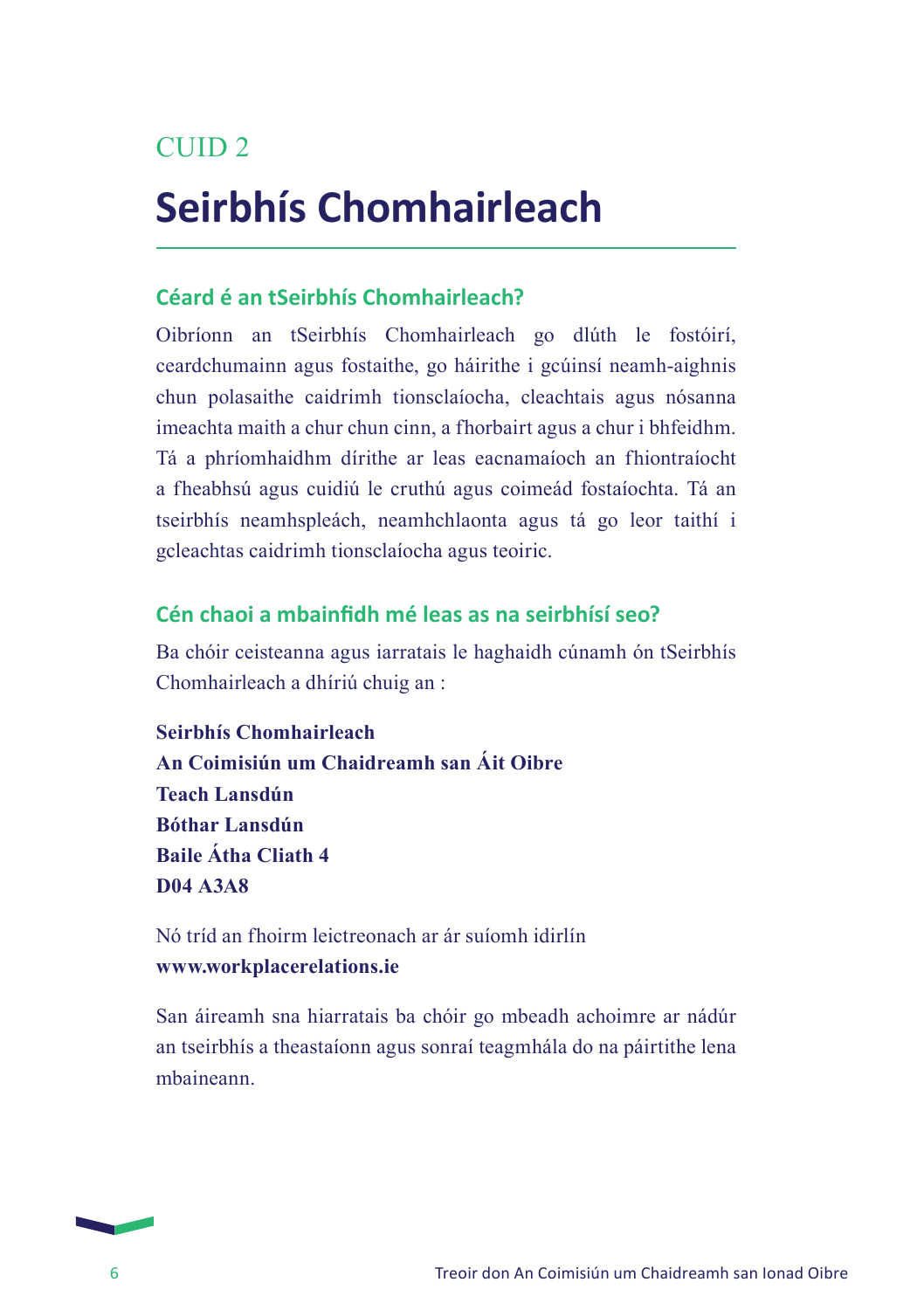CUID 2

# Seirbhís Chomhairleach

## Céard é an tSeirbhís Chomhairleach?

Oibríonn an tSeirbhís Chomhairleach go dlúth le fostóirí, ceardchumainn agus fostaithe, go háirithe i gcúinsí neamh-aighnis chun polasaithe caidrimh tionsclaíocha, cleachtais agus nósanna imeachta maith a chur chun cinn, a fhorbairt agus a chur i bhfeidhm. Tá a phríomhaidhm dírithe ar leas eacnamaíoch an fhiontraíocht a fheabhsú agus cuidiú le cruthú agus coimeád fostaíochta. Tá an tseirbhís neamhspleách, neamhchlaonta agus tá go leor taithí i gcleachtas caidrimh tionsclaíocha agus teoiric.

## Cén chaoi a mbainfidh mé leas as na seirbhísí seo?

Ba chóir ceisteanna agus iarratais le haghaidh cúnamh ón tSeirbhís Chomhairleach a dhíriú chuig an :

**Seirbhís Chomhairleach**
**An Coimisiún um Chaidreamh san Áit Oibre**
**Teach Lansdún**
**Bóthar Lansdún**
**Baile Átha Cliath 4**
**D04 A3A8**

Nó tríd an fhoirm leictreonach ar ár suíomh idirlín
**www.workplacerelations.ie**

San áireamh sna hiarratais ba chóir go mbeadh achoimre ar nádúr an tseirbhís a theastaíonn agus sonraí teagmhála do na páirtithe lena mbaineann.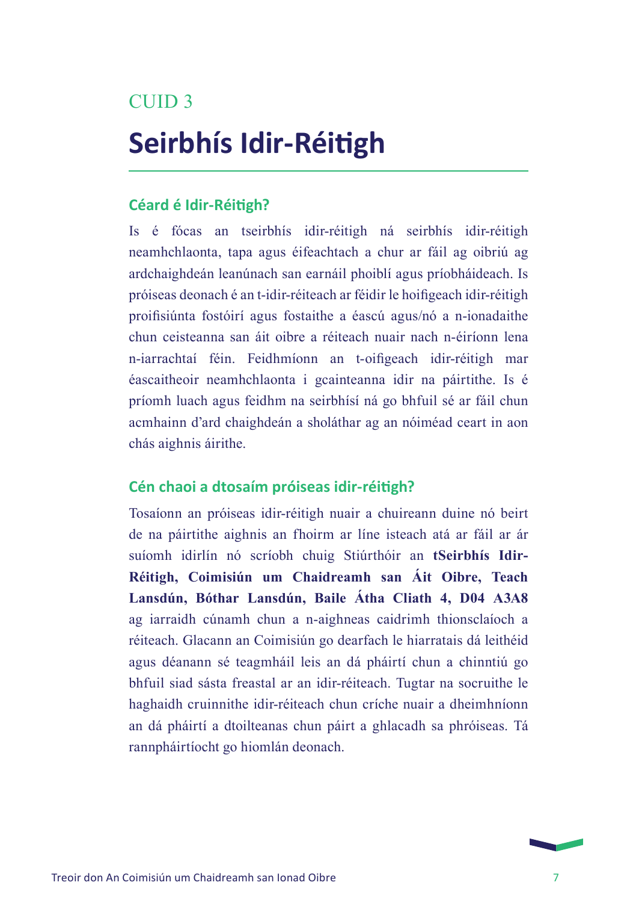CUID 3

# Seirbhís Idir-Réitigh

## Céard é Idir-Réitigh?

Is é fócas an tseirbhís idir-réitigh ná seirbhís idir-réitigh neamhchlaonta, tapa agus éifeachtach a chur ar fáil ag oibriú ag ardchaighdeán leanúnach san earnáil phoiblí agus príobháideach. Is próiseas deonach é an t-idir-réiteach ar féidir le hoifigeach idir-réitigh proifisiúnta fostóirí agus fostaithe a éascú agus/nó a n-ionadaithe chun ceisteanna san áit oibre a réiteach nuair nach n-éiríonn lena n-iarrachtaí féin. Feidhmíonn an t-oifigeach idir-réitigh mar éascaitheoir neamhchlaonta i gcainteanna idir na páirtithe. Is é príomh luach agus feidhm na seirbhísí ná go bhfuil sé ar fáil chun acmhainn d'ard chaighdeán a sholáthar ag an nóiméad ceart in aon chás aighnis áirithe.

## Cén chaoi a dtosaím próiseas idir-réitigh?

Tosaíonn an próiseas idir-réitigh nuair a chuireann duine nó beirt de na páirtithe aighnis an fhoirm ar líne isteach atá ar fáil ar ár suíomh idirlín nó scríobh chuig Stiúrthóir an **tSeirbhís Idir-Réitigh, Coimisiún um Chaidreamh san Áit Oibre, Teach Lansdún, Bóthar Lansdún, Baile Átha Cliath 4, D04 A3A8** ag iarraidh cúnamh chun a n-aighneas caidrimh thionsclaíoch a réiteach. Glacann an Coimisiún go dearfach le hiarratais dá leithéid agus déanann sé teagmháil leis an dá pháirtí chun a chinntiú go bhfuil siad sásta freastal ar an idir-réiteach. Tugtar na socruithe le haghaidh cruinnithe idir-réiteach chun críche nuair a dheimhníonn an dá pháirtí a dtoilteanas chun páirt a ghlacadh sa phróiseas. Tá rannpháirtíocht go hiomlán deonach.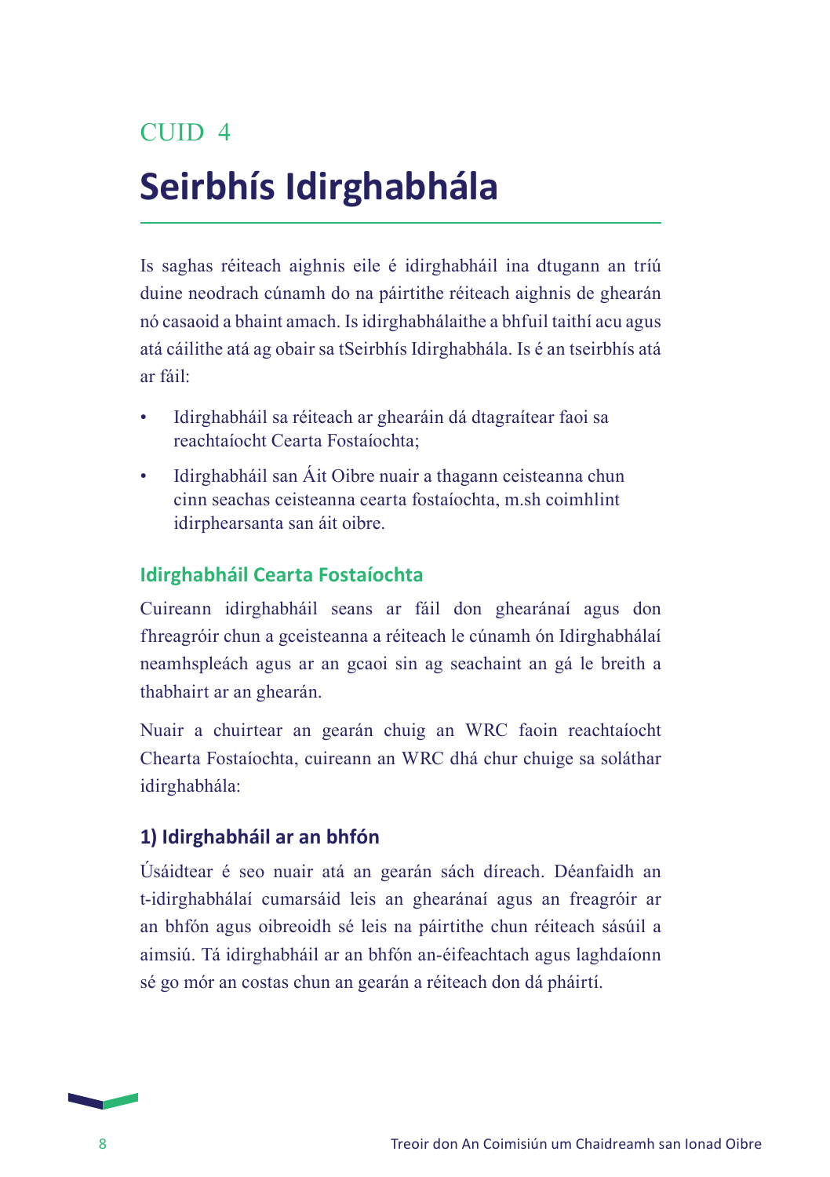CUID 4

# Seirbhís Idirghabhála

Is saghas réiteach aighnis eile é idirghabháil ina dtugann an tríú duine neodrach cúnamh do na páirtithe réiteach aighnis de ghearán nó casaoid a bhaint amach. Is idirghabhálaithe a bhfuil taithí acu agus atá cáilithe atá ag obair sa tSeirbhís Idirghabhála. Is é an tseirbhís atá ar fáil:

- Idirghabháil sa réiteach ar ghearáin dá dtagraítear faoi sa reachtaíocht Cearta Fostaíochta;
- Idirghabháil san Áit Oibre nuair a thagann ceisteanna chun cinn seachas ceisteanna cearta fostaíochta, m.sh coimhlint idirphearsanta san áit oibre.

## Idirghabháil Cearta Fostaíochta

Cuireann idirghabháil seans ar fáil don ghearánaí agus don fhreagróir chun a gceisteanna a réiteach le cúnamh ón Idirghabhálaí neamhspleách agus ar an gcaoi sin ag seachaint an gá le breith a thabhairt ar an ghearán.

Nuair a chuirtear an gearán chuig an WRC faoin reachtaíocht Chearta Fostaíochta, cuireann an WRC dhá chur chuige sa soláthar idirghabhála:

### 1) Idirghabháil ar an bhfón

Úsáidtear é seo nuair atá an gearán sách díreach. Déanfaidh an t-idirghabhálaí cumarsáid leis an ghearánaí agus an freagróir ar an bhfón agus oibreoidh sé leis na páirtithe chun réiteach sásúil a aimsiú. Tá idirghabháil ar an bhfón an-éifeachtach agus laghdaíonn sé go mór an costas chun an gearán a réiteach don dá pháirtí.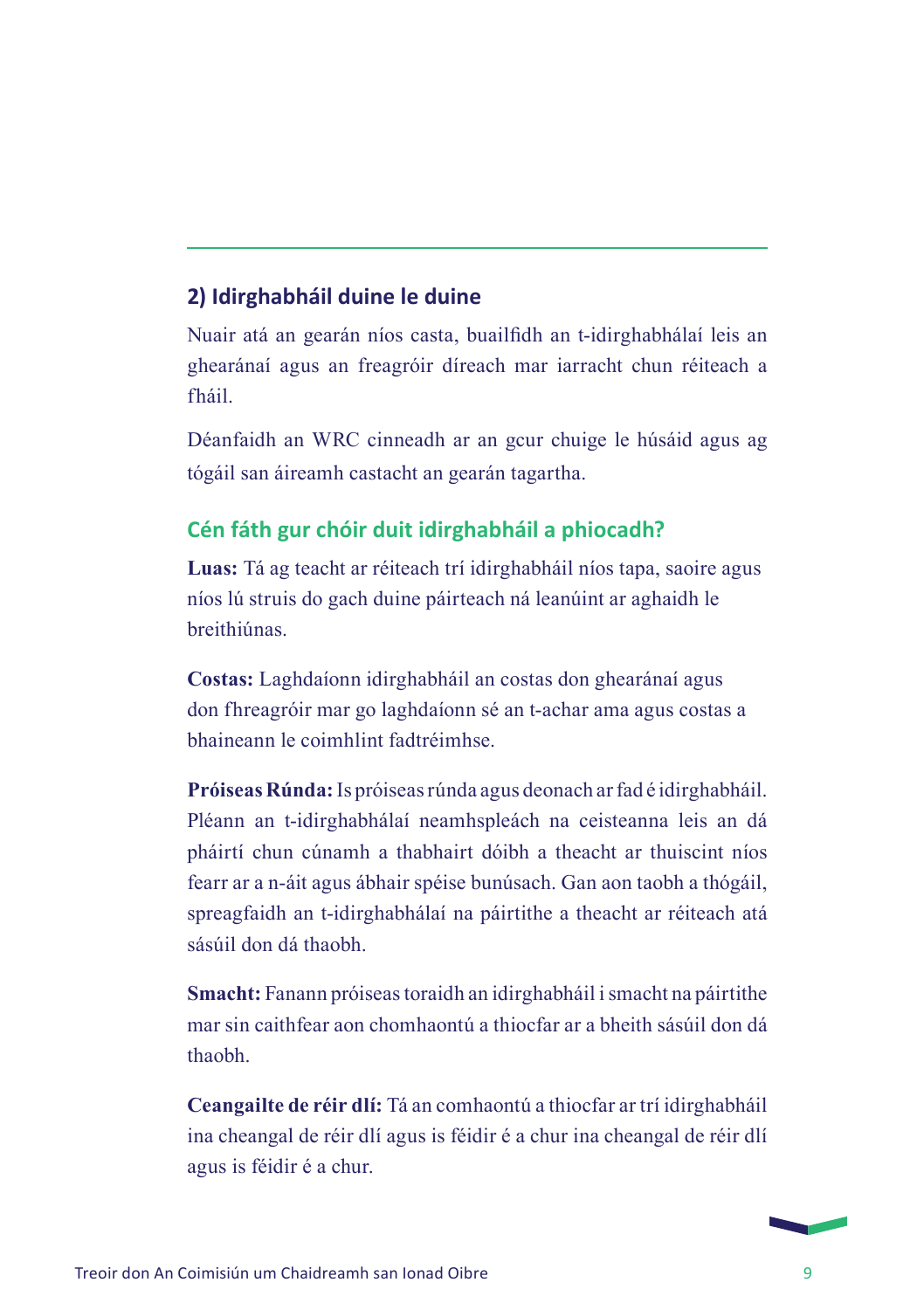## 2) Idirghabháil duine le duine

Nuair atá an gearán níos casta, buailfidh an t-idirghabhálaí leis an ghearánaí agus an freagróir díreach mar iarracht chun réiteach a fháil.

Déanfaidh an WRC cinneadh ar an gcur chuige le húsáid agus ag tógáil san áireamh castacht an gearán tagartha.

### Cén fáth gur chóir duit idirghabháil a phiocadh?

**Luas:** Tá ag teacht ar réiteach trí idirghabháil níos tapa, saoire agus níos lú struis do gach duine páirteach ná leanúint ar aghaidh le breithiúnas.

**Costas:** Laghdaíonn idirghabháil an costas don ghearánaí agus don fhreagróir mar go laghdaíonn sé an t-achar ama agus costas a bhaineann le coimhlint fadtréimhse.

**Próiseas Rúnda:** Is próiseas rúnda agus deonach ar fad é idirghabháil. Pléann an t-idirghabhálaí neamhspleách na ceisteanna leis an dá pháirtí chun cúnamh a thabhairt dóibh a theacht ar thuiscint níos fearr ar a n-áit agus ábhair spéise bunúsach. Gan aon taobh a thógáil, spreagfaidh an t-idirghabhálaí na páirtithe a theacht ar réiteach atá sásúil don dá thaobh.

**Smacht:** Fanann próiseas toraidh an idirghabháil i smacht na páirtithe mar sin caithfear aon chomhaontú a thiocfar ar a bheith sásúil don dá thaobh.

**Ceangailte de réir dlí:** Tá an comhaontú a thiocfar ar trí idirghabháil ina cheangal de réir dlí agus is féidir é a chur ina cheangal de réir dlí agus is féidir é a chur.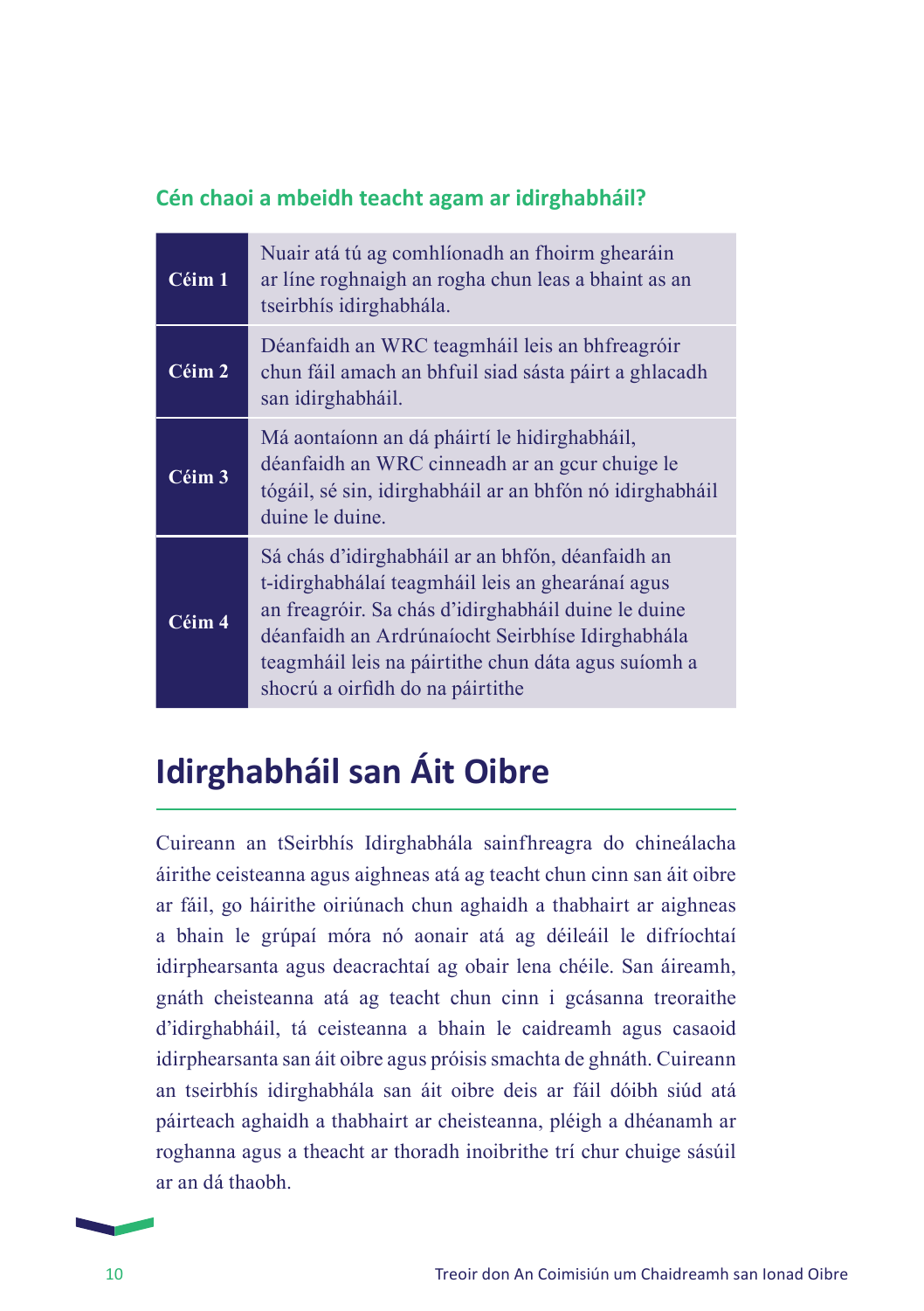### Cén chaoi a mbeidh teacht agam ar idirghabháil?

| | |
|---|---|
| **Céim 1** | Nuair atá tú ag comhlíonadh an fhoirm ghearáin ar líne roghnaigh an rogha chun leas a bhaint as an tseirbhís idirghabhála. |
| **Céim 2** | Déanfaidh an WRC teagmháil leis an bhfreagróir chun fáil amach an bhfuil siad sásta páirt a ghlacadh san idirghabháil. |
| **Céim 3** | Má aontaíonn an dá pháirtí le hidirghabháil, déanfaidh an WRC cinneadh ar an gcur chuige le tógáil, sé sin, idirghabháil ar an bhfón nó idirghabháil duine le duine. |
| **Céim 4** | Sá chás d'idirghabháil ar an bhfón, déanfaidh an t-idirghabhálaí teagmháil leis an ghearánaí agus an freagróir. Sa chás d'idirghabháil duine le duine déanfaidh an Ardrúnaíocht Seirbhíse Idirghabhála teagmháil leis na páirtithe chun dáta agus suíomh a shocrú a oirfidh do na páirtithe |

# Idirghabháil san Áit Oibre

Cuireann an tSeirbhís Idirghabhála sainfhreagra do chineálacha áirithe ceisteanna agus aighneas atá ag teacht chun cinn san áit oibre ar fáil, go háirithe oiriúnach chun aghaidh a thabhairt ar aighneas a bhain le grúpaí móra nó aonair atá ag déileáil le difríochtaí idirphearsanta agus deacrachtaí ag obair lena chéile. San áireamh, gnáth cheisteanna atá ag teacht chun cinn i gcásanna treoraithe d'idirghabháil, tá ceisteanna a bhain le caidreamh agus casaoid idirphearsanta san áit oibre agus próisis smachta de ghnáth. Cuireann an tseirbhís idirghabhála san áit oibre deis ar fáil dóibh siúd atá páirteach aghaidh a thabhairt ar cheisteanna, pléigh a dhéanamh ar roghanna agus a theacht ar thoradh inoibrithe trí chur chuige sásúil ar an dá thaobh.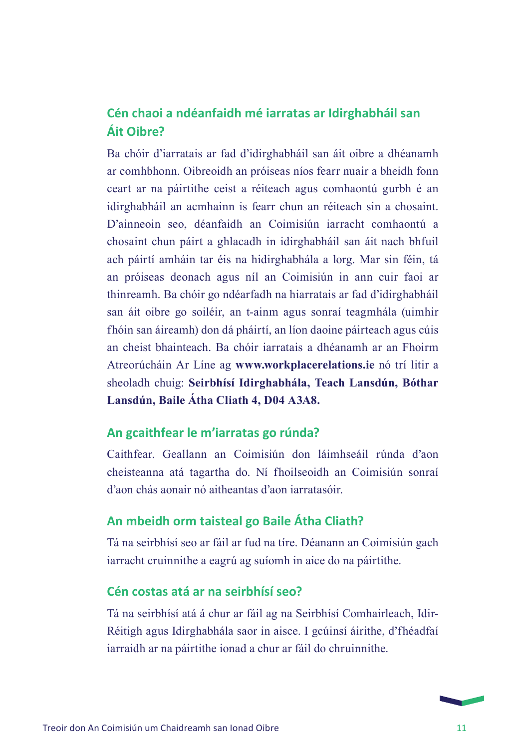## Cén chaoi a ndéanfaidh mé iarratas ar Idirghabháil san Áit Oibre?

Ba chóir d'iarratais ar fad d'idirghabháil san áit oibre a dhéanamh ar comhbhonn. Oibreoidh an próiseas níos fearr nuair a bheidh fonn ceart ar na páirtithe ceist a réiteach agus comhaontú gurbh é an idirghabháil an acmhainn is fearr chun an réiteach sin a chosaint. D'ainneoin seo, déanfaidh an Coimisiún iarracht comhaontú a chosaint chun páirt a ghlacadh in idirghabháil san áit nach bhfuil ach páirtí amháin tar éis na hidirghabhála a lorg. Mar sin féin, tá an próiseas deonach agus níl an Coimisiún in ann cuir faoi ar thinreamh. Ba chóir go ndéarfadh na hiarratais ar fad d'idirghabháil san áit oibre go soiléir, an t-ainm agus sonraí teagmhála (uimhir fhóin san áireamh) don dá pháirtí, an líon daoine páirteach agus cúis an cheist bhainteach. Ba chóir iarratais a dhéanamh ar an Fhoirm Atreorúcháin Ar Líne ag **www.workplacerelations.ie** nó trí litir a sheoladh chuig: **Seirbhísí Idirghabhála, Teach Lansdún, Bóthar Lansdún, Baile Átha Cliath 4, D04 A3A8.**

## An gcaithfear le m'iarratas go rúnda?

Caithfear. Geallann an Coimisiún don láimhseáil rúnda d'aon cheisteanna atá tagartha do. Ní fhoilseoidh an Coimisiún sonraí d'aon chás aonair nó aitheantas d'aon iarratasóir.

## An mbeidh orm taisteal go Baile Átha Cliath?

Tá na seirbhísí seo ar fáil ar fud na tíre. Déanann an Coimisiún gach iarracht cruinnithe a eagrú ag suíomh in aice do na páirtithe.

## Cén costas atá ar na seirbhísí seo?

Tá na seirbhísí atá á chur ar fáil ag na Seirbhísí Comhairleach, Idir-Réitigh agus Idirghabhála saor in aisce. I gcúinsí áirithe, d'fhéadfaí iarraidh ar na páirtithe ionad a chur ar fáil do chruinnithe.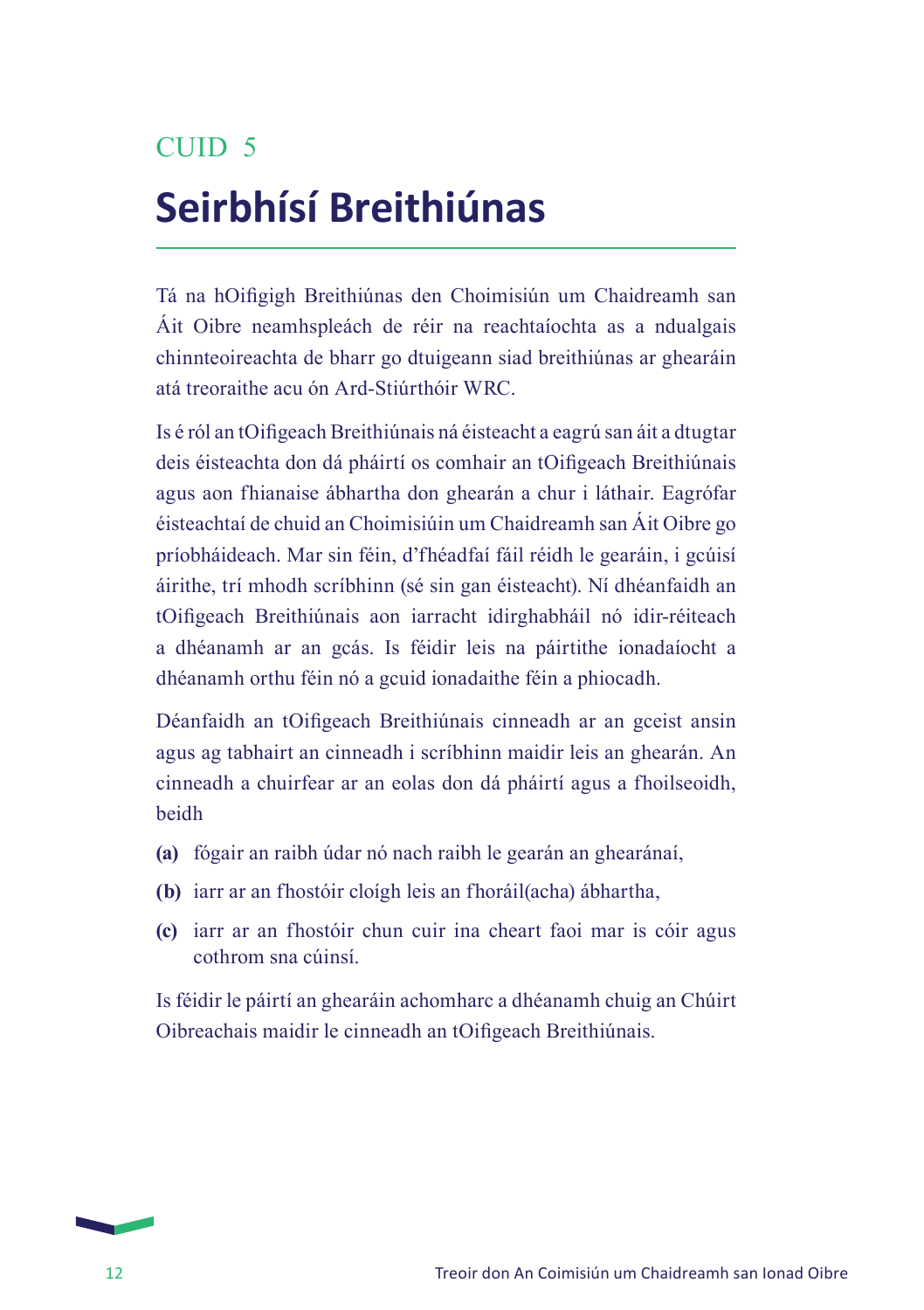CUID 5

# Seirbhísí Breithiúnas

Tá na hOifigigh Breithiúnas den Choimisiún um Chaidreamh san Áit Oibre neamhspleách de réir na reachtaíochta as a ndualgais chinnteoireachta de bharr go dtuigeann siad breithiúnas ar ghearáin atá treoraithe acu ón Ard-Stiúrthóir WRC.

Is é ról an tOifigeach Breithiúnais ná éisteacht a eagrú san áit a dtugtar deis éisteachta don dá pháirtí os comhair an tOifigeach Breithiúnais agus aon fhianaise ábhartha don ghearán a chur i láthair. Eagrófar éisteachtaí de chuid an Choimisiúin um Chaidreamh san Áit Oibre go príobháideach. Mar sin féin, d'fhéadfaí fáil réidh le gearáin, i gcúisí áirithe, trí mhodh scríbhinn (sé sin gan éisteacht). Ní dhéanfaidh an tOifigeach Breithiúnais aon iarracht idirghabháil nó idir-réiteach a dhéanamh ar an gcás. Is féidir leis na páirtithe ionadaíocht a dhéanamh orthu féin nó a gcuid ionadaithe féin a phiocadh.

Déanfaidh an tOifigeach Breithiúnais cinneadh ar an gceist ansin agus ag tabhairt an cinneadh i scríbhinn maidir leis an ghearán. An cinneadh a chuirfear ar an eolas don dá pháirtí agus a fhoilseoidh, beidh

- **(a)** fógair an raibh údar nó nach raibh le gearán an ghearánaí,
- **(b)** iarr ar an fhostóir cloígh leis an fhoráil(acha) ábhartha,
- **(c)** iarr ar an fhostóir chun cuir ina cheart faoi mar is cóir agus cothrom sna cúinsí.

Is féidir le páirtí an ghearáin achomharc a dhéanamh chuig an Chúirt Oibreachais maidir le cinneadh an tOifigeach Breithiúnais.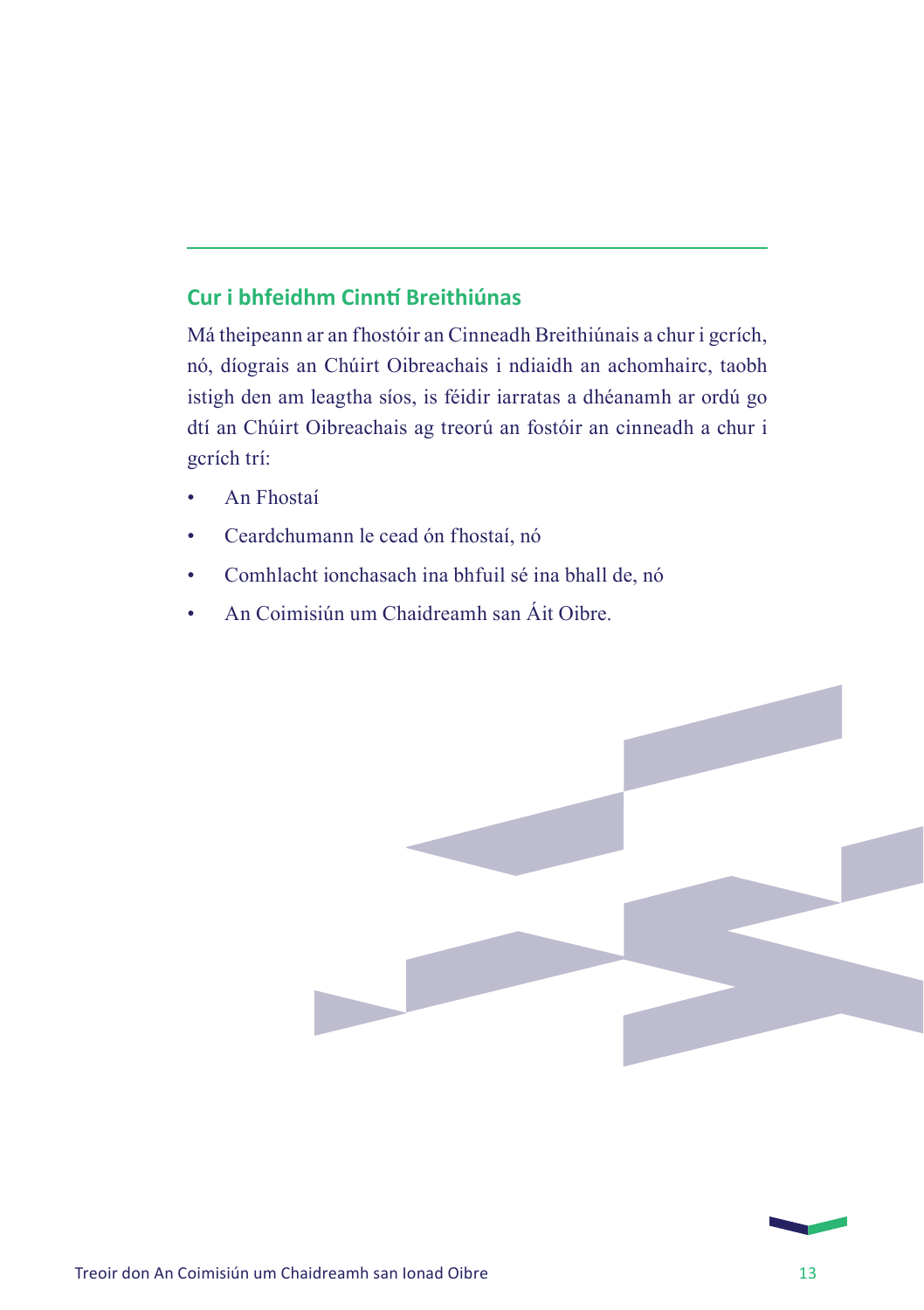## Cur i bhfeidhm Cinntí Breithiúnas

Má theipeann ar an fhostóir an Cinneadh Breithiúnais a chur i gcrích, nó, díograis an Chúirt Oibreachais i ndiaidh an achomhairc, taobh istigh den am leagtha síos, is féidir iarratas a dhéanamh ar ordú go dtí an Chúirt Oibreachais ag treorú an fostóir an cinneadh a chur i gcrích trí:

- An Fhostaí
- Ceardchumann le cead ón fhostaí, nó
- Comhlacht ionchasach ina bhfuil sé ina bhall de, nó
- An Coimisiún um Chaidreamh san Áit Oibre.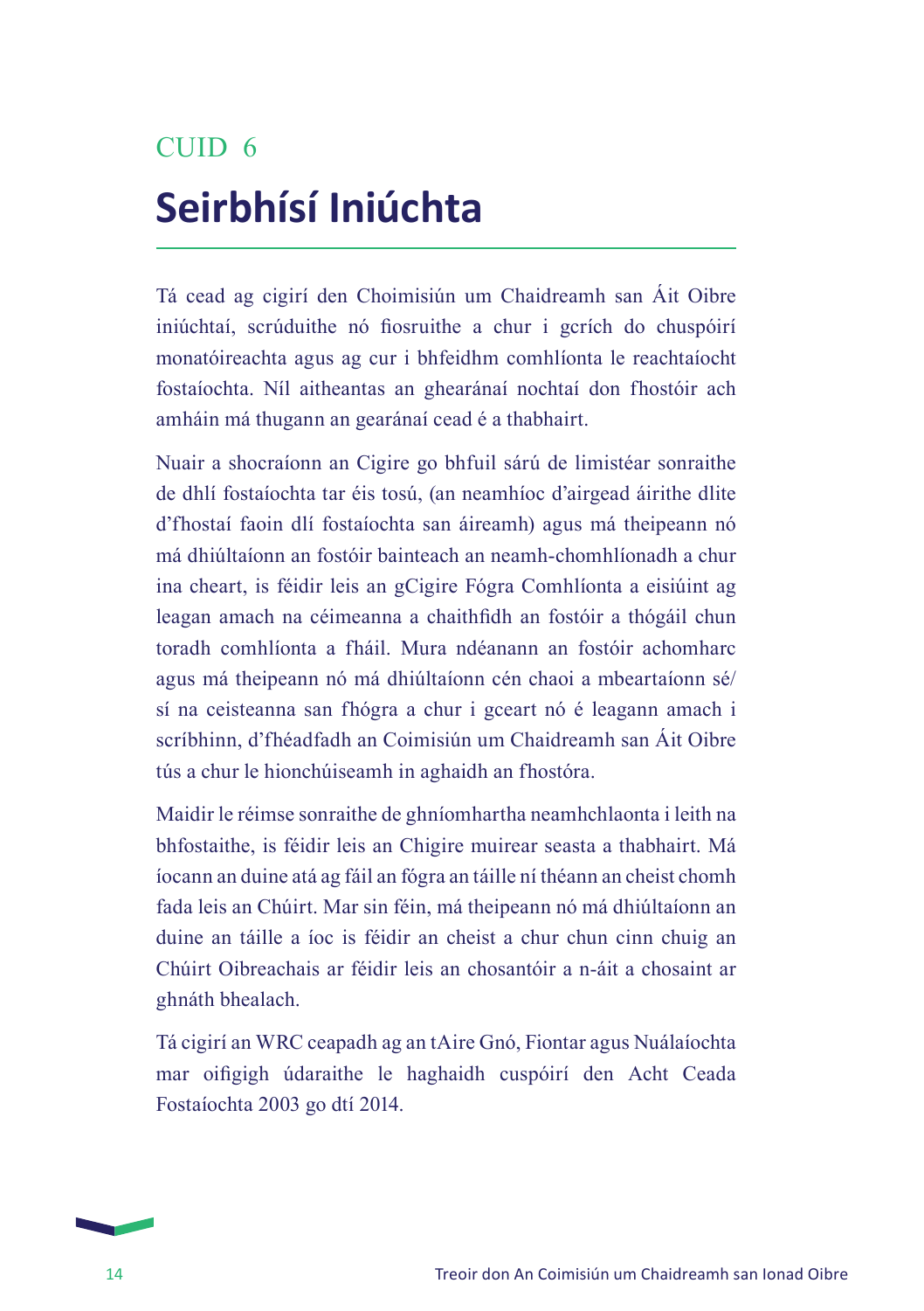CUID 6

# Seirbhísí Iniúchta

Tá cead ag cigirí den Choimisiún um Chaidreamh san Áit Oibre iniúchtaí, scrúduithe nó fiosruithe a chur i gcrích do chuspóirí monatóireachta agus ag cur i bhfeidhm comhlíonta le reachtaíocht fostaíochta. Níl aitheantas an ghearánaí nochtaí don fhostóir ach amháin má thugann an gearánaí cead é a thabhairt.

Nuair a shocraíonn an Cigire go bhfuil sárú de limistéar sonraithe de dhlí fostaíochta tar éis tosú, (an neamhíoc d'airgead áirithe dlite d'fhostaí faoin dlí fostaíochta san áireamh) agus má theipeann nó má dhiúltaíonn an fostóir bainteach an neamh-chomhlíonadh a chur ina cheart, is féidir leis an gCigire Fógra Comhlíonta a eisiúint ag leagan amach na céimeanna a chaithfidh an fostóir a thógáil chun toradh comhlíonta a fháil. Mura ndéanann an fostóir achomharc agus má theipeann nó má dhiúltaíonn cén chaoi a mbeartaíonn sé/sí na ceisteanna san fhógra a chur i gceart nó é leagann amach i scríbhinn, d'fhéadfadh an Coimisiún um Chaidreamh san Áit Oibre tús a chur le hionchúiseamh in aghaidh an fhostóra.

Maidir le réimse sonraithe de ghníomhartha neamhchlaonta i leith na bhfostaithe, is féidir leis an Chigire muirear seasta a thabhairt. Má íocann an duine atá ag fáil an fógra an táille ní théann an cheist chomh fada leis an Chúirt. Mar sin féin, má theipeann nó má dhiúltaíonn an duine an táille a íoc is féidir an cheist a chur chun cinn chuig an Chúirt Oibreachais ar féidir leis an chosantóir a n-áit a chosaint ar ghnáth bhealach.

Tá cigirí an WRC ceapadh ag an tAire Gnó, Fiontar agus Nuálaíochta mar oifigigh údaraithe le haghaidh cuspóirí den Acht Ceada Fostaíochta 2003 go dtí 2014.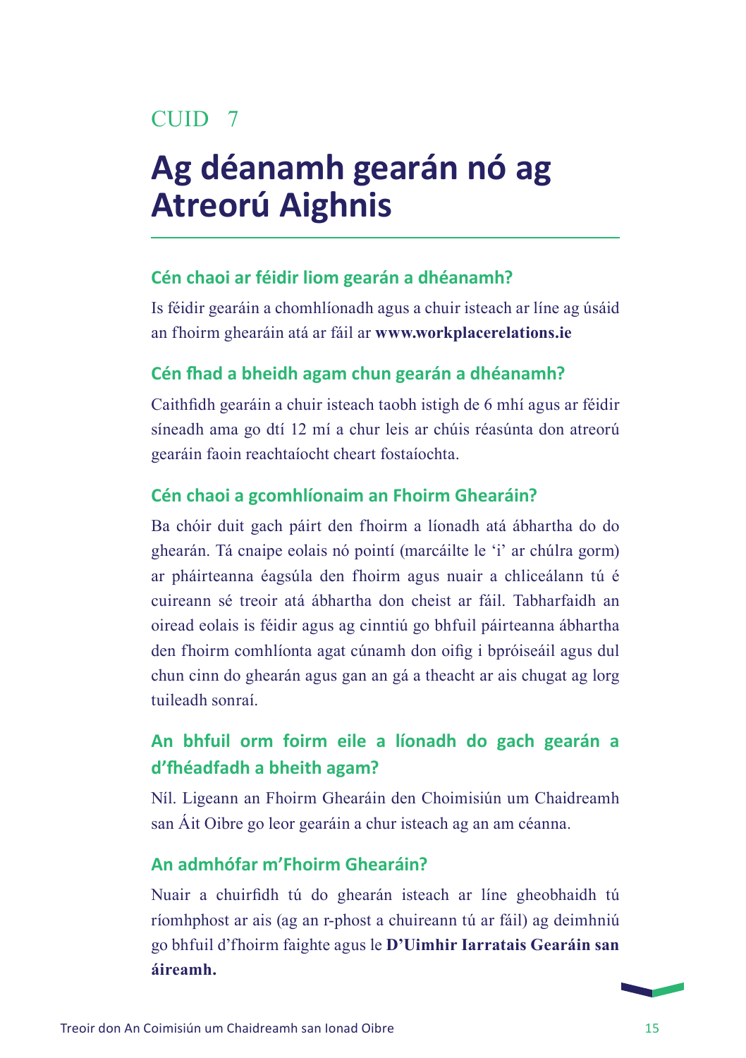CUID 7

# Ag déanamh gearán nó ag Atreorú Aighnis

### Cén chaoi ar féidir liom gearán a dhéanamh?

Is féidir gearáin a chomhlíonadh agus a chuir isteach ar líne ag úsáid an fhoirm ghearáin atá ar fáil ar **www.workplacerelations.ie**

### Cén fhad a bheidh agam chun gearán a dhéanamh?

Caithfidh gearáin a chuir isteach taobh istigh de 6 mhí agus ar féidir síneadh ama go dtí 12 mí a chur leis ar chúis réasúnta don atreorú gearáin faoin reachtaíocht cheart fostaíochta.

### Cén chaoi a gcomhlíonaim an Fhoirm Ghearáin?

Ba chóir duit gach páirt den fhoirm a líonadh atá ábhartha do do ghearán. Tá cnaipe eolais nó pointí (marcáilte le 'i' ar chúlra gorm) ar pháirteanna éagsúla den fhoirm agus nuair a chliceálann tú é cuireann sé treoir atá ábhartha don cheist ar fáil. Tabharfaidh an oiread eolais is féidir agus ag cinntiú go bhfuil páirteanna ábhartha den fhoirm comhlíonta agat cúnamh don oifig i bpróiseáil agus dul chun cinn do ghearán agus gan an gá a theacht ar ais chugat ag lorg tuileadh sonraí.

### An bhfuil orm foirm eile a líonadh do gach gearán a d'fhéadfadh a bheith agam?

Níl. Ligeann an Fhoirm Ghearáin den Choimisiún um Chaidreamh san Áit Oibre go leor gearáin a chur isteach ag an am céanna.

### An admhófar m'Fhoirm Ghearáin?

Nuair a chuirfidh tú do ghearán isteach ar líne gheobhaidh tú ríomhphost ar ais (ag an r-phost a chuireann tú ar fáil) ag deimhniú go bhfuil d'fhoirm faighte agus le **D'Uimhir Iarratais Gearáin san áireamh.**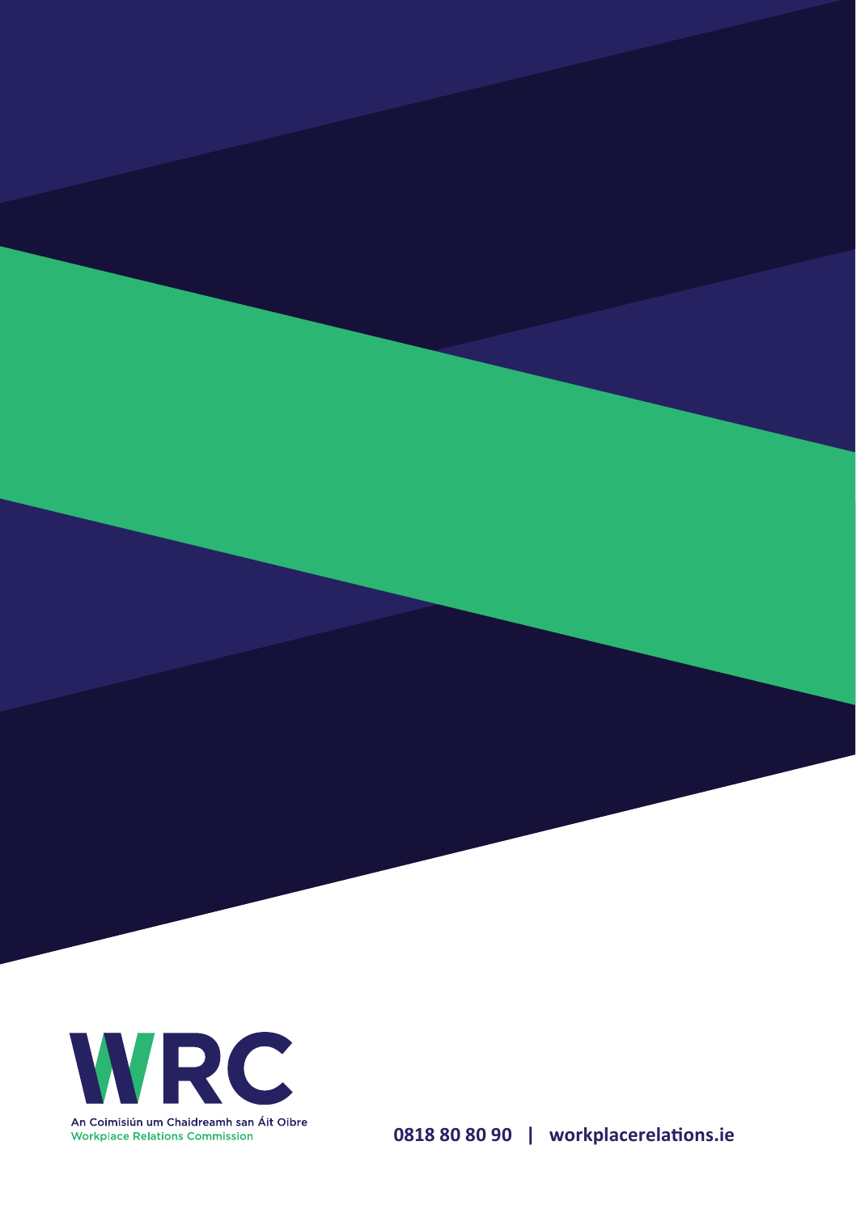WRC

An Coimisiún um Chaidreamh san Áit Oibre
Workplace Relations Commission

0818 80 80 90 | workplacerelations.ie